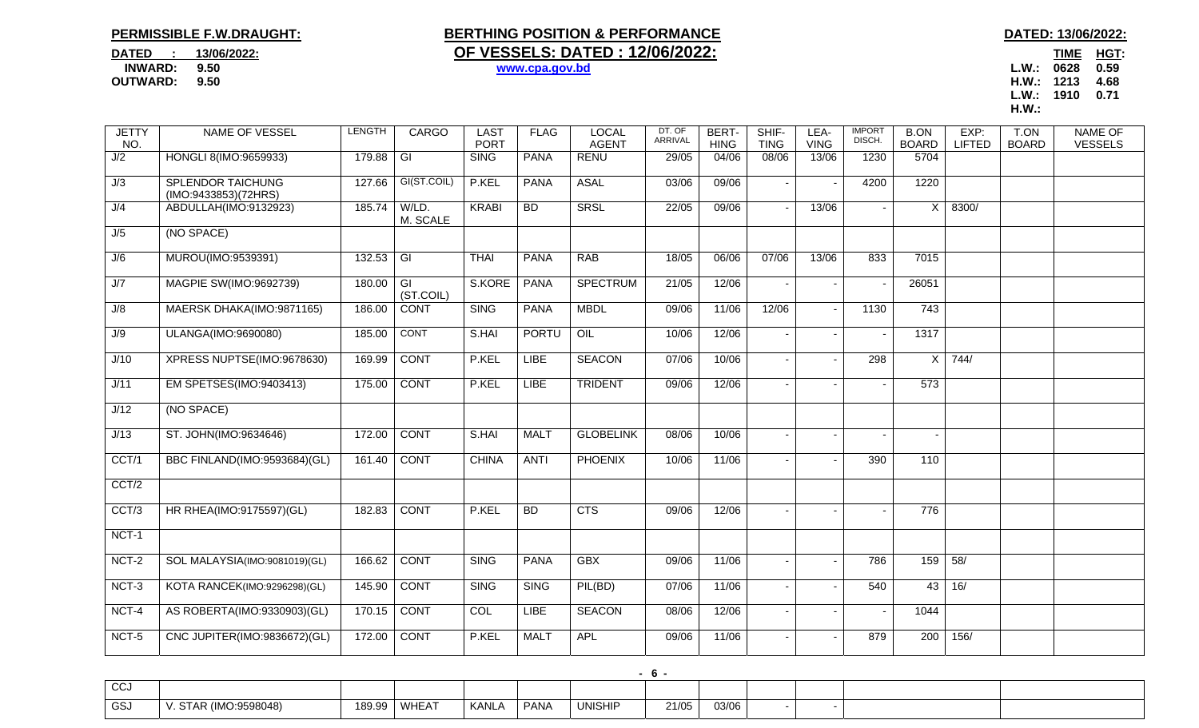**PERMISSIBLE F.W.DRAUGHT:**

**DATED : 13/06/2022:**
**INWARD: 9.50**
**OUTWARD: 9.50**

## BERTHING POSITION & PERFORMANCE OF VESSELS: DATED : 12/06/2022:

www.cpa.gov.bd

**DATED: 13/06/2022:**

| | TIME | HGT: |
|---|---|---|
| L.W.: | 0628 | 0.59 |
| H.W.: | 1213 | 4.68 |
| L.W.: | 1910 | 0.71 |
| H.W.: | | |

| JETTY NO. | NAME OF VESSEL | LENGTH | CARGO | LAST PORT | FLAG | LOCAL AGENT | DT. OF ARRIVAL | BERT-HING | SHIF-TING | LEA-VING | IMPORT DISCH. | B.ON BOARD | EXP: LIFTED | T.ON BOARD | NAME OF VESSELS |
|---|---|---|---|---|---|---|---|---|---|---|---|---|---|---|---|
| J/2 | HONGLI 8(IMO:9659933) | 179.88 | GI | SING | PANA | RENU | 29/05 | 04/06 | 08/06 | 13/06 | 1230 | 5704 | | | |
| J/3 | SPLENDOR TAICHUNG (IMO:9433853)(72HRS) | 127.66 | GI(ST.COIL) | P.KEL | PANA | ASAL | 03/06 | 09/06 | - | - | 4200 | 1220 | | | |
| J/4 | ABDULLAH(IMO:9132923) | 185.74 | W/LD. M. SCALE | KRABI | BD | SRSL | 22/05 | 09/06 | - | 13/06 | - | X | 8300/ | | |
| J/5 | (NO SPACE) | | | | | | | | | | | | | | |
| J/6 | MUROU(IMO:9539391) | 132.53 | GI | THAI | PANA | RAB | 18/05 | 06/06 | 07/06 | 13/06 | 833 | 7015 | | | |
| J/7 | MAGPIE SW(IMO:9692739) | 180.00 | GI (ST.COIL) | S.KORE | PANA | SPECTRUM | 21/05 | 12/06 | - | - | - | 26051 | | | |
| J/8 | MAERSK DHAKA(IMO:9871165) | 186.00 | CONT | SING | PANA | MBDL | 09/06 | 11/06 | 12/06 | - | 1130 | 743 | | | |
| J/9 | ULANGA(IMO:9690080) | 185.00 | CONT | S.HAI | PORTU | OIL | 10/06 | 12/06 | - | - | - | 1317 | | | |
| J/10 | XPRESS NUPTSE(IMO:9678630) | 169.99 | CONT | P.KEL | LIBE | SEACON | 07/06 | 10/06 | - | - | 298 | X | 744/ | | |
| J/11 | EM SPETSES(IMO:9403413) | 175.00 | CONT | P.KEL | LIBE | TRIDENT | 09/06 | 12/06 | - | - | - | 573 | | | |
| J/12 | (NO SPACE) | | | | | | | | | | | | | | |
| J/13 | ST. JOHN(IMO:9634646) | 172.00 | CONT | S.HAI | MALT | GLOBELINK | 08/06 | 10/06 | - | - | - | - | | | |
| CCT/1 | BBC FINLAND(IMO:9593684)(GL) | 161.40 | CONT | CHINA | ANTI | PHOENIX | 10/06 | 11/06 | - | - | 390 | 110 | | | |
| CCT/2 | | | | | | | | | | | | | | | |
| CCT/3 | HR RHEA(IMO:9175597)(GL) | 182.83 | CONT | P.KEL | BD | CTS | 09/06 | 12/06 | - | - | - | 776 | | | |
| NCT-1 | | | | | | | | | | | | | | | |
| NCT-2 | SOL MALAYSIA(IMO:9081019)(GL) | 166.62 | CONT | SING | PANA | GBX | 09/06 | 11/06 | - | - | 786 | 159 | 58/ | | |
| NCT-3 | KOTA RANCEK(IMO:9296298)(GL) | 145.90 | CONT | SING | SING | PIL(BD) | 07/06 | 11/06 | - | - | 540 | 43 | 16/ | | |
| NCT-4 | AS ROBERTA(IMO:9330903)(GL) | 170.15 | CONT | COL | LIBE | SEACON | 08/06 | 12/06 | - | - | - | 1044 | | | |
| NCT-5 | CNC JUPITER(IMO:9836672)(GL) | 172.00 | CONT | P.KEL | MALT | APL | 09/06 | 11/06 | - | - | 879 | 200 | 156/ | | |
| CCJ | | | | | | | | | | | | | | | |
| GSJ | V. STAR (IMO:9598048) | 189.99 | WHEAT | KANLA | PANA | UNISHIP | 21/05 | 03/06 | - | - | | | | | |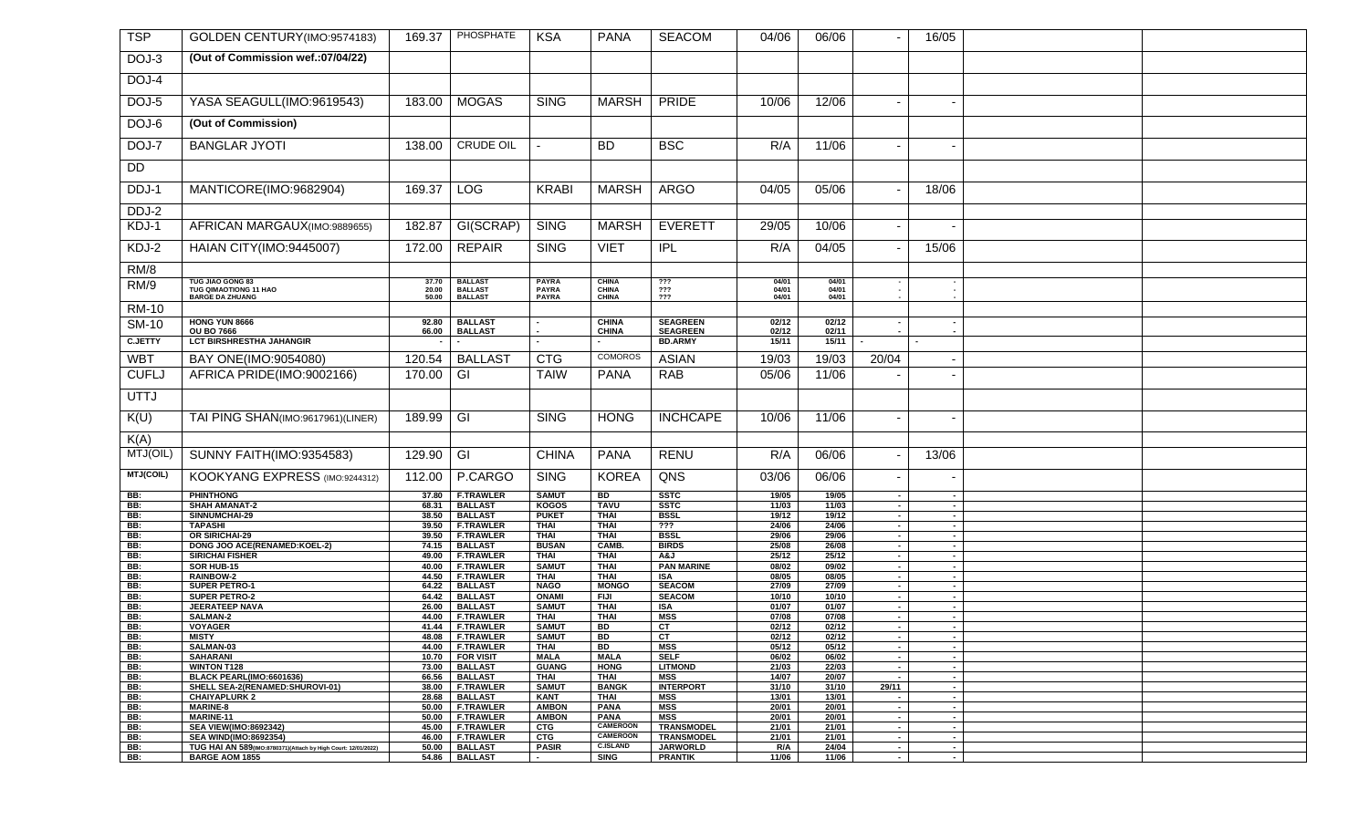| | | | | | | | | | | | | |
|---|---|---|---|---|---|---|---|---|---|---|---|---|
| TSP | GOLDEN CENTURY(IMO:9574183) | 169.37 | PHOSPHATE | KSA | PANA | SEACOM | 04/06 | 06/06 | - | 16/05 | | |
| DOJ-3 | (Out of Commission wef.:07/04/22) | | | | | | | | | | | |
| DOJ-4 | | | | | | | | | | | | |
| DOJ-5 | YASA SEAGULL(IMO:9619543) | 183.00 | MOGAS | SING | MARSH | PRIDE | 10/06 | 12/06 | - | - | | |
| DOJ-6 | (Out of Commission) | | | | | | | | | | | |
| DOJ-7 | BANGLAR JYOTI | 138.00 | CRUDE OIL | - | BD | BSC | R/A | 11/06 | - | - | | |
| DD | | | | | | | | | | | | |
| DDJ-1 | MANTICORE(IMO:9682904) | 169.37 | LOG | KRABI | MARSH | ARGO | 04/05 | 05/06 | - | 18/06 | | |
| DDJ-2 | | | | | | | | | | | | |
| KDJ-1 | AFRICAN MARGAUX(IMO:9889655) | 182.87 | GI(SCRAP) | SING | MARSH | EVERETT | 29/05 | 10/06 | - | - | | |
| KDJ-2 | HAIAN CITY(IMO:9445007) | 172.00 | REPAIR | SING | VIET | IPL | R/A | 04/05 | - | 15/06 | | |
| RM/8 | | | | | | | | | | | | |
| RM/9 | TUG JIAO GONG 83<br>TUG QIMAOTIONG 11 HAO<br>BARGE DA ZHUANG | 37.70<br>20.00<br>50.00 | BALLAST<br>BALLAST<br>BALLAST | PAYRA<br>PAYRA<br>PAYRA | CHINA<br>CHINA<br>CHINA | ???<br>???<br>??? | 04/01<br>04/01<br>04/01 | 04/01<br>04/01<br>04/01 | -<br>-<br>- | -<br>-<br>- | | |
| RM-10 | | | | | | | | | | | | |
| SM-10 | HONG YUN 8666<br>OU BO 7666 | 92.80<br>66.00 | BALLAST<br>BALLAST | -<br>- | CHINA<br>CHINA | SEAGREEN<br>SEAGREEN | 02/12<br>02/12 | 02/12<br>02/11 | -<br>- | -<br>- | | |
| C.JETTY | LCT BIRSHRESTHA JANGHIR | - | - | - | - | BD.ARMY | 15/11 | 15/11 | - | - | | |
| WBT | BAY ONE(IMO:9054080) | 120.54 | BALLAST | CTG | COMOROS | ASIAN | 19/03 | 19/03 | 20/04 | - | | |
| CUFLJ | AFRICA PRIDE(IMO:9002166) | 170.00 | GI | TAIW | PANA | RAB | 05/06 | 11/06 | - | - | | |
| UTTJ | | | | | | | | | | | | |
| K(U) | TAI PING SHAN(IMO:9617961)(LINER) | 189.99 | GI | SING | HONG | INCHCAPE | 10/06 | 11/06 | - | - | | |
| K(A) | | | | | | | | | | | | |
| MTJ(OIL) | SUNNY FAITH(IMO:9354583) | 129.90 | GI | CHINA | PANA | RENU | R/A | 06/06 | - | 13/06 | | |
| MTJ(COIL) | KOOKYANG EXPRESS (IMO:9244312) | 112.00 | P.CARGO | SING | KOREA | QNS | 03/06 | 06/06 | - | - | | |
| BB: | PHINTHONG | 37.80 | F.TRAWLER | SAMUT | BD | SSTC | 19/05 | 19/05 | - | - | | |
| BB: | SHAH AMANAT-2 | 68.31 | BALLAST | KOGOS | TAVU | SSTC | 11/03 | 11/03 | - | - | | |
| BB: | SINNUMCHAI-29 | 38.50 | BALLAST | PUKET | THAI | BSSL | 19/12 | 19/12 | - | - | | |
| BB: | TAPASHI | 39.50 | F.TRAWLER | THAI | THAI | ??? | 24/06 | 24/06 | - | - | | |
| BB: | OR SIRICHAI-29 | 39.50 | F.TRAWLER | THAI | THAI | BSSL | 29/06 | 29/06 | - | - | | |
| BB: | DONG JOO ACE(RENAMED:KOEL-2) | 74.15 | BALLAST | BUSAN | CAMB. | BIRDS | 25/08 | 26/08 | - | - | | |
| BB: | SIRICHAI FISHER | 49.00 | F.TRAWLER | THAI | THAI | A&J | 25/12 | 25/12 | - | - | | |
| BB: | SOR HUB-15 | 40.00 | F.TRAWLER | SAMUT | THAI | PAN MARINE | 08/02 | 09/02 | - | - | | |
| BB: | RAINBOW-2 | 44.50 | F.TRAWLER | THAI | THAI | ISA | 08/05 | 08/05 | - | - | | |
| BB: | SUPER PETRO-1 | 64.22 | BALLAST | NAGO | MONGO | SEACOM | 27/09 | 27/09 | - | - | | |
| BB: | SUPER PETRO-2 | 64.42 | BALLAST | ONAMI | FIJI | SEACOM | 10/10 | 10/10 | - | - | | |
| BB: | JEERATEEP NAVA | 26.00 | BALLAST | SAMUT | THAI | ISA | 01/07 | 01/07 | - | - | | |
| BB: | SALMAN-2 | 44.00 | F.TRAWLER | THAI | THAI | MSS | 07/08 | 07/08 | - | - | | |
| BB: | VOYAGER | 41.44 | F.TRAWLER | SAMUT | BD | CT | 02/12 | 02/12 | - | - | | |
| BB: | MISTY | 48.08 | F.TRAWLER | SAMUT | BD | CT | 02/12 | 02/12 | - | - | | |
| BB: | SALMAN-03 | 44.00 | F.TRAWLER | THAI | BD | MSS | 05/12 | 05/12 | - | - | | |
| BB: | SAHARANI | 10.70 | FOR VISIT | MALA | MALA | SELF | 06/02 | 06/02 | - | - | | |
| BB: | WINTON T128 | 73.00 | BALLAST | GUANG | HONG | LITMOND | 21/03 | 22/03 | - | - | | |
| BB: | BLACK PEARL(IMO:6601636) | 66.56 | BALLAST | THAI | THAI | MSS | 14/07 | 20/07 | - | - | | |
| BB: | SHELL SEA-2(RENAMED:SHUROVI-01) | 38.00 | F.TRAWLER | SAMUT | BANGK | INTERPORT | 31/10 | 31/10 | 29/11 | - | | |
| BB: | CHAIYAPLURK 2 | 28.68 | BALLAST | KANT | THAI | MSS | 13/01 | 13/01 | - | - | | |
| BB: | MARINE-8 | 50.00 | F.TRAWLER | AMBON | PANA | MSS | 20/01 | 20/01 | - | - | | |
| BB: | MARINE-11 | 50.00 | F.TRAWLER | AMBON | PANA | MSS | 20/01 | 20/01 | - | - | | |
| BB: | SEA VIEW(IMO:8692342) | 45.00 | F.TRAWLER | CTG | CAMEROON | TRANSMODEL | 21/01 | 21/01 | - | - | | |
| BB: | SEA WIND(IMO:8692354) | 46.00 | F.TRAWLER | CTG | CAMEROON | TRANSMODEL | 21/01 | 21/01 | - | - | | |
| BB: | TUG HAI AN 589(IMO:8780371)(Attach by High Court: 12/01/2022) | 50.00 | BALLAST | PASIR | C.ISLAND | JARWORLD | R/A | 24/04 | - | - | | |
| BB: | BARGE AOM 1855 | 54.86 | BALLAST | - | SING | PRANTIK | 11/06 | 11/06 | - | - | | |